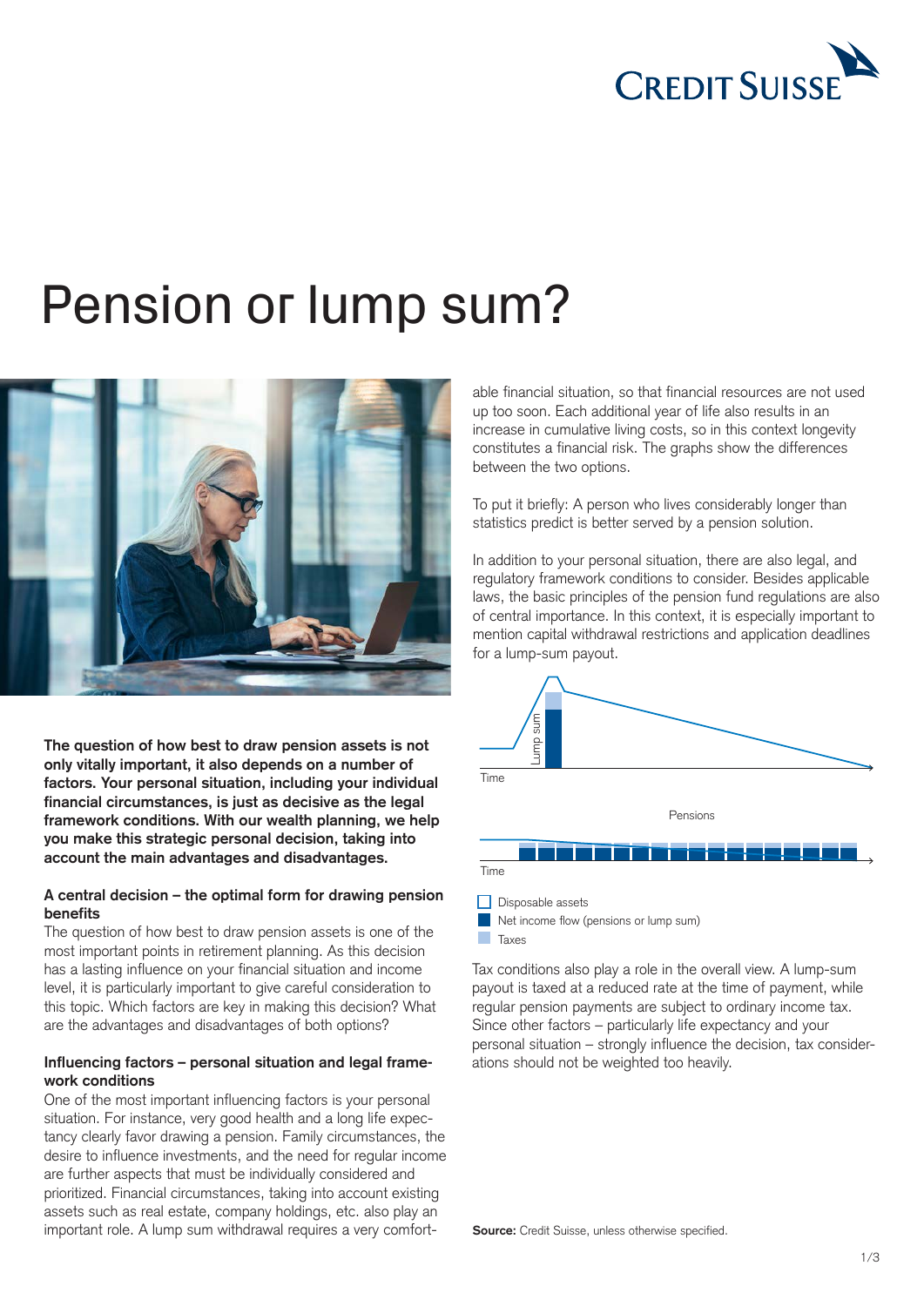# Pension or lump sum?

**The question of how best to draw pension assets is not only vitally important, it also depends on a number of factors. Your personal situation, including your individual financial circumstances, is just as decisive as the legal framework conditions. With our wealth planning, we help you make this strategic personal decision, taking into account the main advantages and disadvantages.**

### A central decision – the optimal form for drawing pension benefits

The question of how best to draw pension assets is one of the most important points in retirement planning. As this decision has a lasting influence on your financial situation and income level, it is particularly important to give careful consideration to this topic. Which factors are key in making this decision? What are the advantages and disadvantages of both options?

### Influencing factors – personal situation and legal framework conditions

One of the most important influencing factors is your personal situation. For instance, very good health and a long life expectancy clearly favor drawing a pension. Family circumstances, the desire to influence investments, and the need for regular income are further aspects that must be individually considered and prioritized. Financial circumstances, taking into account existing assets such as real estate, company holdings, etc. also play an important role. A lump sum withdrawal requires a very comfortable financial situation, so that financial resources are not used up too soon. Each additional year of life also results in an increase in cumulative living costs, so in this context longevity constitutes a financial risk. The graphs show the differences between the two options.

To put it briefly: A person who lives considerably longer than statistics predict is better served by a pension solution.

In addition to your personal situation, there are also legal, and regulatory framework conditions to consider. Besides applicable laws, the basic principles of the pension fund regulations are also of central importance. In this context, it is especially important to mention capital withdrawal restrictions and application deadlines for a lump-sum payout.

Lump sum

Time

Pensions

Time

- Disposable assets
- Net income flow (pensions or lump sum)
- Taxes

Tax conditions also play a role in the overall view. A lump-sum payout is taxed at a reduced rate at the time of payment, while regular pension payments are subject to ordinary income tax. Since other factors – particularly life expectancy and your personal situation – strongly influence the decision, tax considerations should not be weighted too heavily.

**Source:** Credit Suisse, unless otherwise specified.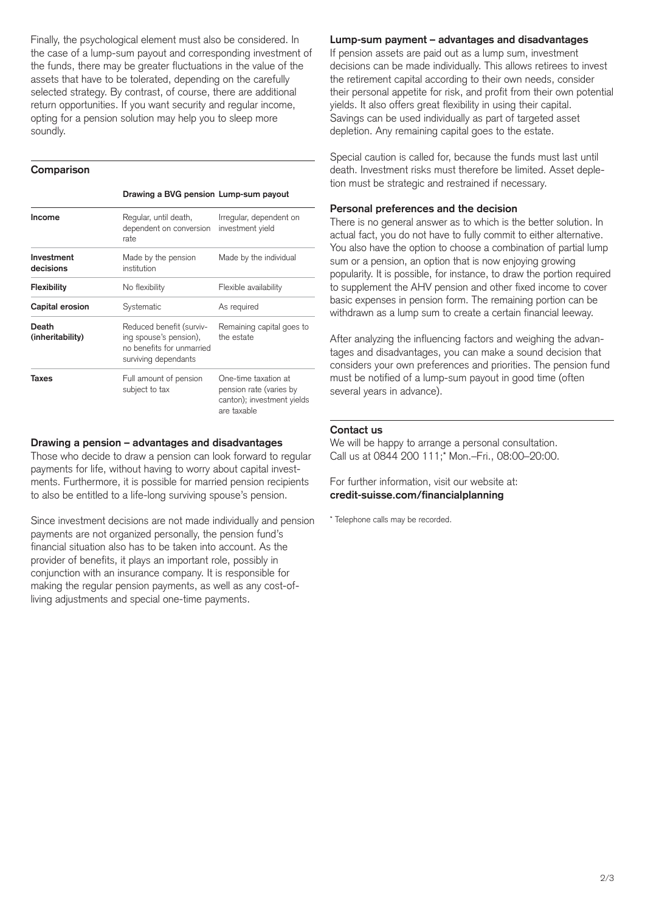Finally, the psychological element must also be considered. In the case of a lump-sum payout and corresponding investment of the funds, there may be greater fluctuations in the value of the assets that have to be tolerated, depending on the carefully selected strategy. By contrast, of course, there are additional return opportunities. If you want security and regular income, opting for a pension solution may help you to sleep more soundly.

## Comparison

| | Drawing a BVG pension | Lump-sum payout |
|---|---|---|
| **Income** | Regular, until death, dependent on conversion rate | Irregular, dependent on investment yield |
| **Investment decisions** | Made by the pension institution | Made by the individual |
| **Flexibility** | No flexibility | Flexible availability |
| **Capital erosion** | Systematic | As required |
| **Death (inheritability)** | Reduced benefit (surviving spouse's pension), no benefits for unmarried surviving dependants | Remaining capital goes to the estate |
| **Taxes** | Full amount of pension subject to tax | One-time taxation at pension rate (varies by canton); investment yields are taxable |

### Drawing a pension – advantages and disadvantages

Those who decide to draw a pension can look forward to regular payments for life, without having to worry about capital investments. Furthermore, it is possible for married pension recipients to also be entitled to a life-long surviving spouse's pension.

Since investment decisions are not made individually and pension payments are not organized personally, the pension fund's financial situation also has to be taken into account. As the provider of benefits, it plays an important role, possibly in conjunction with an insurance company. It is responsible for making the regular pension payments, as well as any cost-of-living adjustments and special one-time payments.

### Lump-sum payment – advantages and disadvantages

If pension assets are paid out as a lump sum, investment decisions can be made individually. This allows retirees to invest the retirement capital according to their own needs, consider their personal appetite for risk, and profit from their own potential yields. It also offers great flexibility in using their capital. Savings can be used individually as part of targeted asset depletion. Any remaining capital goes to the estate.

Special caution is called for, because the funds must last until death. Investment risks must therefore be limited. Asset depletion must be strategic and restrained if necessary.

### Personal preferences and the decision

There is no general answer as to which is the better solution. In actual fact, you do not have to fully commit to either alternative. You also have the option to choose a combination of partial lump sum or a pension, an option that is now enjoying growing popularity. It is possible, for instance, to draw the portion required to supplement the AHV pension and other fixed income to cover basic expenses in pension form. The remaining portion can be withdrawn as a lump sum to create a certain financial leeway.

After analyzing the influencing factors and weighing the advantages and disadvantages, you can make a sound decision that considers your own preferences and priorities. The pension fund must be notified of a lump-sum payout in good time (often several years in advance).

## Contact us

We will be happy to arrange a personal consultation. Call us at 0844 200 111;* Mon.–Fri., 08:00–20:00.

For further information, visit our website at: **credit-suisse.com/financialplanning**

* Telephone calls may be recorded.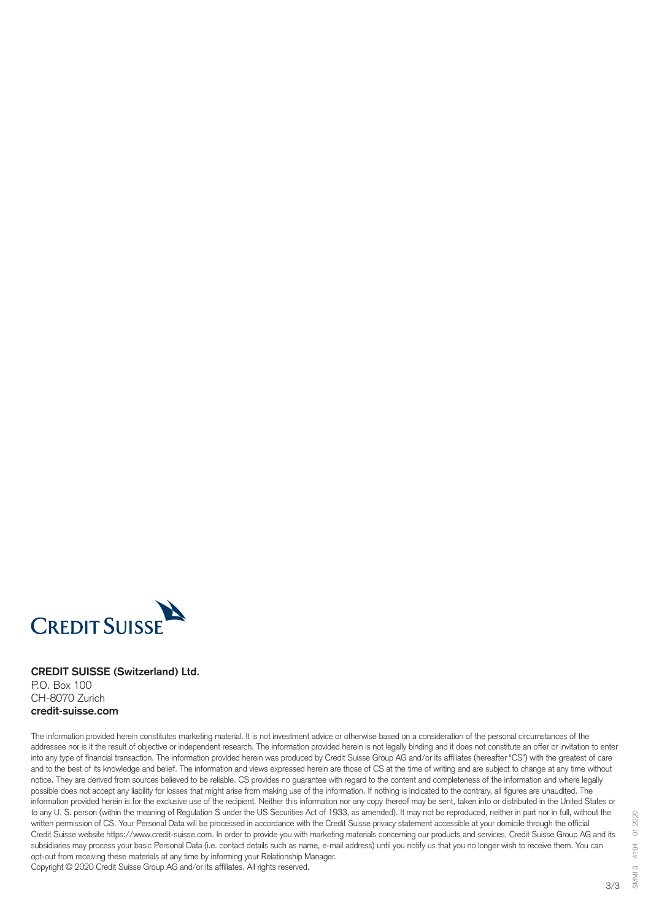CREDIT SUISSE

**CREDIT SUISSE (Switzerland) Ltd.**
P.O. Box 100
CH-8070 Zurich
**credit-suisse.com**

The information provided herein constitutes marketing material. It is not investment advice or otherwise based on a consideration of the personal circumstances of the addressee nor is it the result of objective or independent research. The information provided herein is not legally binding and it does not constitute an offer or invitation to enter into any type of financial transaction. The information provided herein was produced by Credit Suisse Group AG and/or its affiliates (hereafter "CS") with the greatest of care and to the best of its knowledge and belief. The information and views expressed herein are those of CS at the time of writing and are subject to change at any time without notice. They are derived from sources believed to be reliable. CS provides no guarantee with regard to the content and completeness of the information and where legally possible does not accept any liability for losses that might arise from making use of the information. If nothing is indicated to the contrary, all figures are unaudited. The information provided herein is for the exclusive use of the recipient. Neither this information nor any copy thereof may be sent, taken into or distributed in the United States or to any U. S. person (within the meaning of Regulation S under the US Securities Act of 1933, as amended). It may not be reproduced, neither in part nor in full, without the written permission of CS. Your Personal Data will be processed in accordance with the Credit Suisse privacy statement accessible at your domicile through the official Credit Suisse website https://www.credit-suisse.com. In order to provide you with marketing materials concerning our products and services, Credit Suisse Group AG and its subsidiaries may process your basic Personal Data (i.e. contact details such as name, e-mail address) until you notify us that you no longer wish to receive them. You can opt-out from receiving these materials at any time by informing your Relationship Manager.
Copyright © 2020 Credit Suisse Group AG and/or its affiliates. All rights reserved.

SMMI 3 4194 01.2020